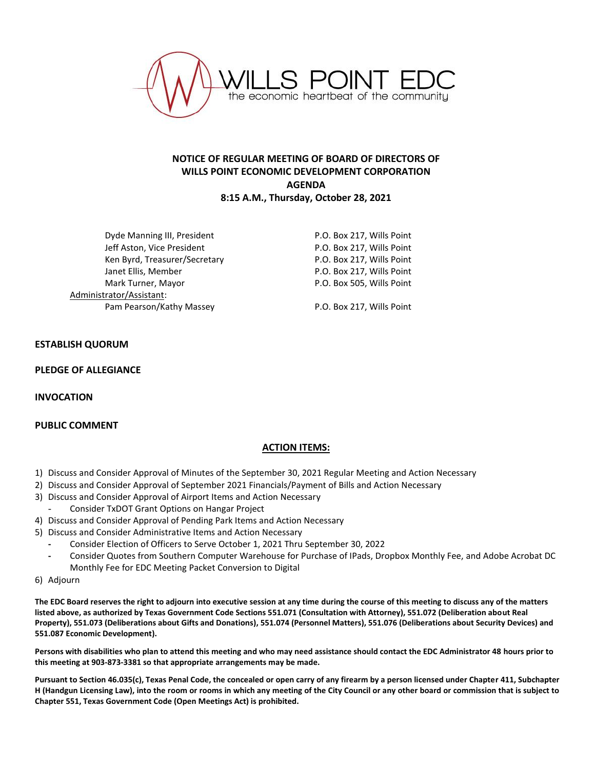WILLS POINT EDC
the economic heartbeat of the community

**NOTICE OF REGULAR MEETING OF BOARD OF DIRECTORS OF WILLS POINT ECONOMIC DEVELOPMENT CORPORATION**
**AGENDA**
**8:15 A.M., Thursday, October 28, 2021**

| | |
|---|---|
| Dyde Manning III, President | P.O. Box 217, Wills Point |
| Jeff Aston, Vice President | P.O. Box 217, Wills Point |
| Ken Byrd, Treasurer/Secretary | P.O. Box 217, Wills Point |
| Janet Ellis, Member | P.O. Box 217, Wills Point |
| Mark Turner, Mayor | P.O. Box 505, Wills Point |
| Administrator/Assistant: | |
| Pam Pearson/Kathy Massey | P.O. Box 217, Wills Point |

**ESTABLISH QUORUM**

**PLEDGE OF ALLEGIANCE**

**INVOCATION**

**PUBLIC COMMENT**

**ACTION ITEMS:**

1) Discuss and Consider Approval of Minutes of the September 30, 2021 Regular Meeting and Action Necessary
2) Discuss and Consider Approval of September 2021 Financials/Payment of Bills and Action Necessary
3) Discuss and Consider Approval of Airport Items and Action Necessary
   - Consider TxDOT Grant Options on Hangar Project
4) Discuss and Consider Approval of Pending Park Items and Action Necessary
5) Discuss and Consider Administrative Items and Action Necessary
   - Consider Election of Officers to Serve October 1, 2021 Thru September 30, 2022
   - Consider Quotes from Southern Computer Warehouse for Purchase of IPads, Dropbox Monthly Fee, and Adobe Acrobat DC Monthly Fee for EDC Meeting Packet Conversion to Digital
6) Adjourn

**The EDC Board reserves the right to adjourn into executive session at any time during the course of this meeting to discuss any of the matters listed above, as authorized by Texas Government Code Sections 551.071 (Consultation with Attorney), 551.072 (Deliberation about Real Property), 551.073 (Deliberations about Gifts and Donations), 551.074 (Personnel Matters), 551.076 (Deliberations about Security Devices) and 551.087 Economic Development).**

**Persons with disabilities who plan to attend this meeting and who may need assistance should contact the EDC Administrator 48 hours prior to this meeting at 903-873-3381 so that appropriate arrangements may be made.**

**Pursuant to Section 46.035(c), Texas Penal Code, the concealed or open carry of any firearm by a person licensed under Chapter 411, Subchapter H (Handgun Licensing Law), into the room or rooms in which any meeting of the City Council or any other board or commission that is subject to Chapter 551, Texas Government Code (Open Meetings Act) is prohibited.**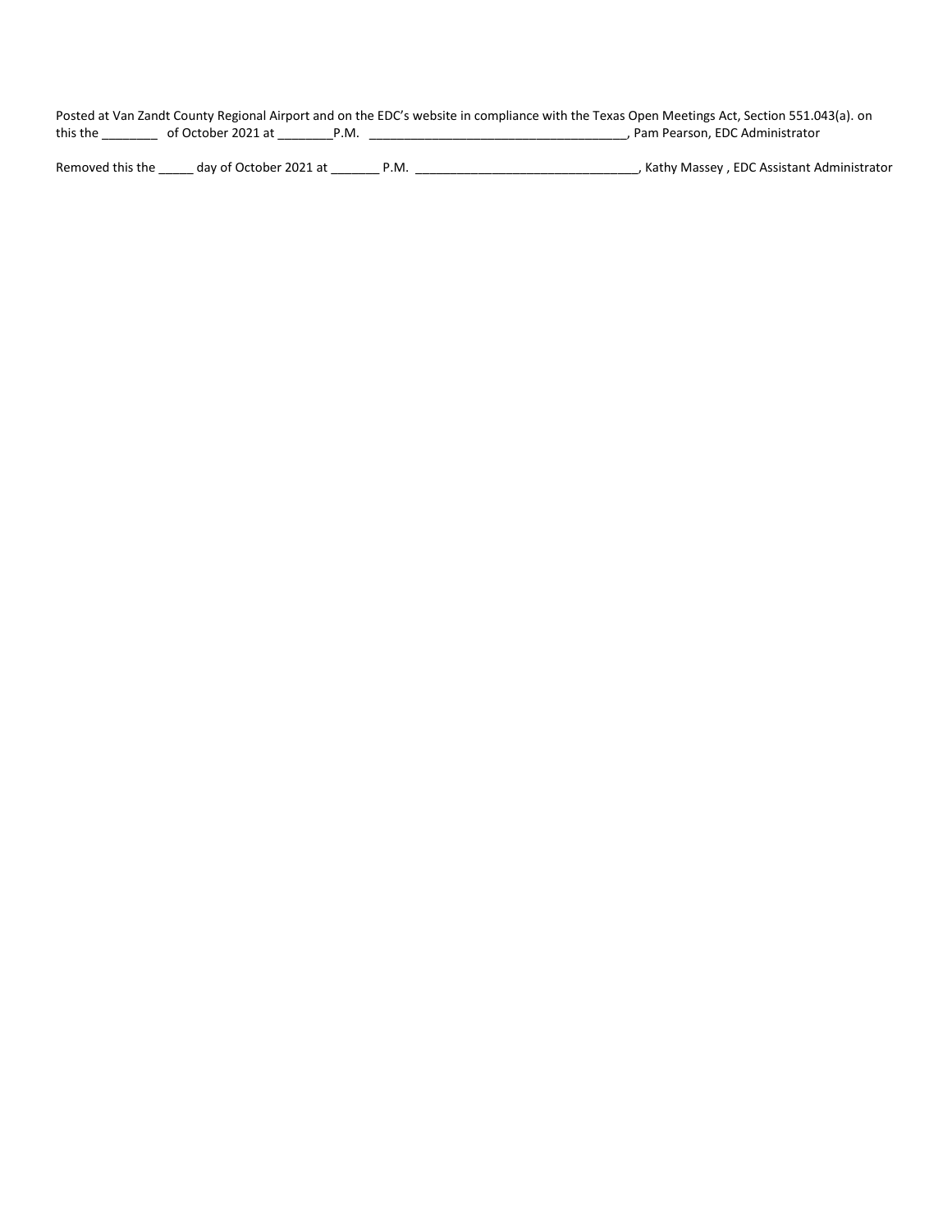Posted at Van Zandt County Regional Airport and on the EDC's website in compliance with the Texas Open Meetings Act, Section 551.043(a). on this the ________ of October 2021 at ________P.M. ____________________________________, Pam Pearson, EDC Administrator

Removed this the _____ day of October 2021 at _______ P.M. ________________________________, Kathy Massey , EDC Assistant Administrator